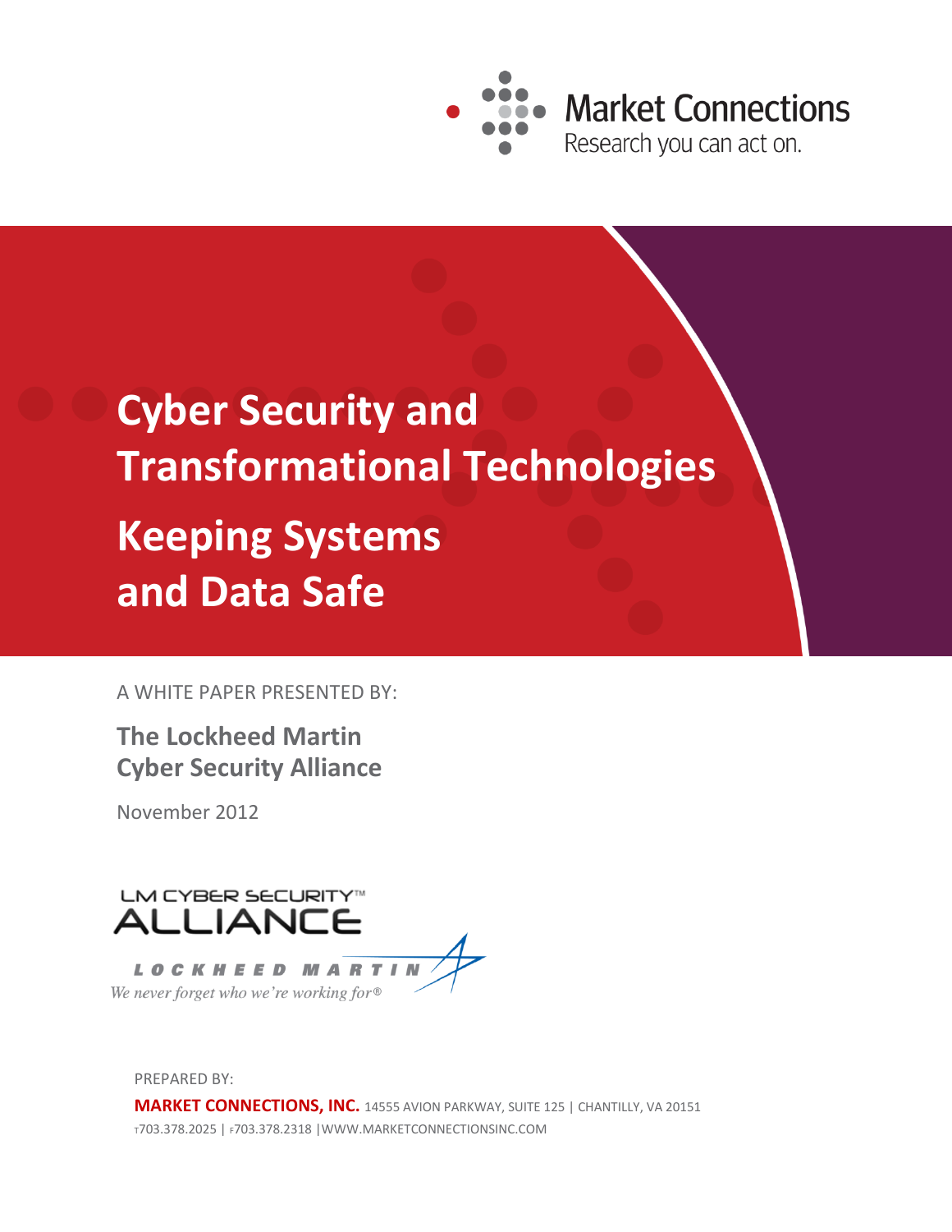Market Connections

Research you can act on.

# Cyber Security and Transformational Technologies

## Keeping Systems and Data Safe

A WHITE PAPER PRESENTED BY:

**The Lockheed Martin Cyber Security Alliance**

November 2012

LM CYBER SECURITY™ ALLIANCE

LOCKHEED MARTIN

*We never forget who we're working for®*

PREPARED BY:

**MARKET CONNECTIONS, INC.** 14555 AVION PARKWAY, SUITE 125 | CHANTILLY, VA 20151

T703.378.2025 | F703.378.2318 | WWW.MARKETCONNECTIONSINC.COM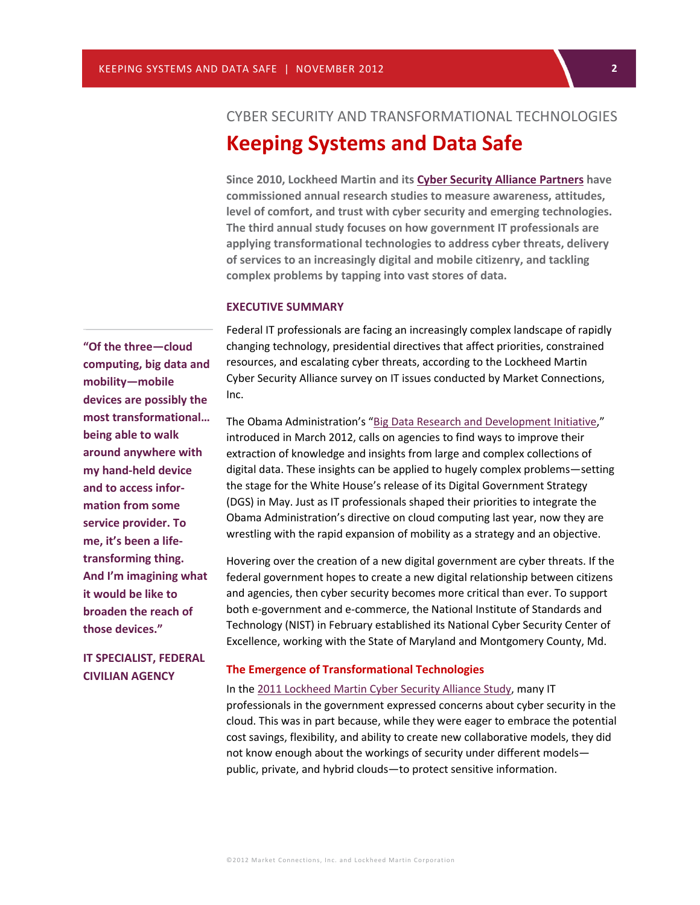CYBER SECURITY AND TRANSFORMATIONAL TECHNOLOGIES

# Keeping Systems and Data Safe

**Since 2010, Lockheed Martin and its Cyber Security Alliance Partners have commissioned annual research studies to measure awareness, attitudes, level of comfort, and trust with cyber security and emerging technologies. The third annual study focuses on how government IT professionals are applying transformational technologies to address cyber threats, delivery of services to an increasingly digital and mobile citizenry, and tackling complex problems by tapping into vast stores of data.**

## EXECUTIVE SUMMARY

Federal IT professionals are facing an increasingly complex landscape of rapidly changing technology, presidential directives that affect priorities, constrained resources, and escalating cyber threats, according to the Lockheed Martin Cyber Security Alliance survey on IT issues conducted by Market Connections, Inc.

> **"Of the three—cloud computing, big data and mobility—mobile devices are possibly the most transformational… being able to walk around anywhere with my hand-held device and to access information from some service provider. To me, it's been a life-transforming thing. And I'm imagining what it would be like to broaden the reach of those devices."**
>
> **IT SPECIALIST, FEDERAL CIVILIAN AGENCY**

The Obama Administration's "Big Data Research and Development Initiative," introduced in March 2012, calls on agencies to find ways to improve their extraction of knowledge and insights from large and complex collections of digital data. These insights can be applied to hugely complex problems—setting the stage for the White House's release of its Digital Government Strategy (DGS) in May. Just as IT professionals shaped their priorities to integrate the Obama Administration's directive on cloud computing last year, now they are wrestling with the rapid expansion of mobility as a strategy and an objective.

Hovering over the creation of a new digital government are cyber threats. If the federal government hopes to create a new digital relationship between citizens and agencies, then cyber security becomes more critical than ever. To support both e-government and e-commerce, the National Institute of Standards and Technology (NIST) in February established its National Cyber Security Center of Excellence, working with the State of Maryland and Montgomery County, Md.

### The Emergence of Transformational Technologies

In the 2011 Lockheed Martin Cyber Security Alliance Study, many IT professionals in the government expressed concerns about cyber security in the cloud. This was in part because, while they were eager to embrace the potential cost savings, flexibility, and ability to create new collaborative models, they did not know enough about the workings of security under different models—public, private, and hybrid clouds—to protect sensitive information.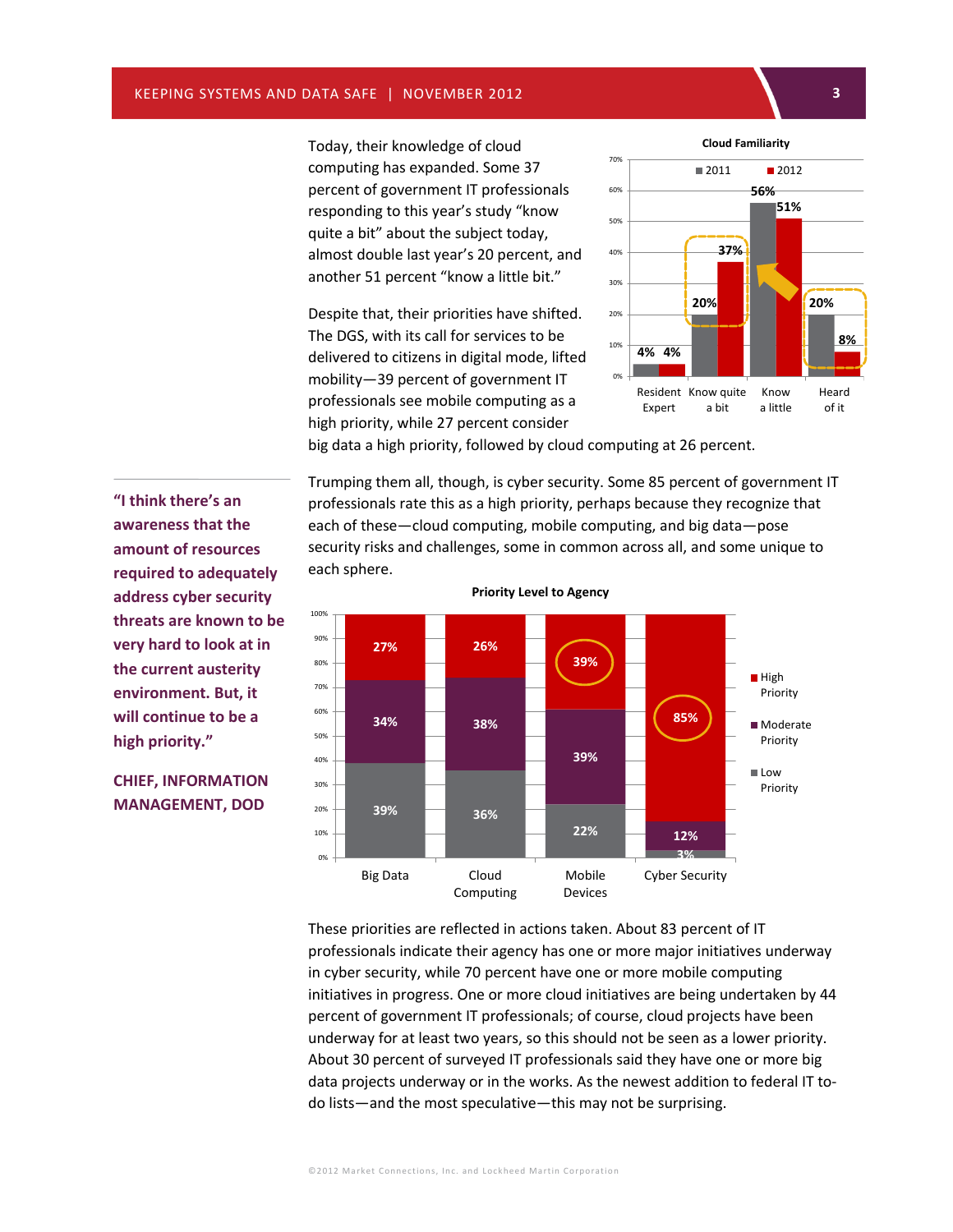Today, their knowledge of cloud computing has expanded. Some 37 percent of government IT professionals responding to this year's study "know quite a bit" about the subject today, almost double last year's 20 percent, and another 51 percent "know a little bit."

**Cloud Familiarity**

| | 2011 | 2012 |
|---|---|---|
| Resident Expert | 4% | 4% |
| Know quite a bit | 20% | 37% |
| Know a little | 56% | 51% |
| Heard of it | 20% | 8% |

Despite that, their priorities have shifted. The DGS, with its call for services to be delivered to citizens in digital mode, lifted mobility—39 percent of government IT professionals see mobile computing as a high priority, while 27 percent consider big data a high priority, followed by cloud computing at 26 percent.

Trumping them all, though, is cyber security. Some 85 percent of government IT professionals rate this as a high priority, perhaps because they recognize that each of these—cloud computing, mobile computing, and big data—pose security risks and challenges, some in common across all, and some unique to each sphere.

> **"I think there's an awareness that the amount of resources required to adequately address cyber security threats are known to be very hard to look at in the current austerity environment. But, it will continue to be a high priority."**
>
> **CHIEF, INFORMATION MANAGEMENT, DOD**

**Priority Level to Agency**

| | Big Data | Cloud Computing | Mobile Devices | Cyber Security |
|---|---|---|---|---|
| High Priority | 27% | 26% | 39% | 85% |
| Moderate Priority | 34% | 38% | 39% | 12% |
| Low Priority | 39% | 36% | 22% | 3% |

These priorities are reflected in actions taken. About 83 percent of IT professionals indicate their agency has one or more major initiatives underway in cyber security, while 70 percent have one or more mobile computing initiatives in progress. One or more cloud initiatives are being undertaken by 44 percent of government IT professionals; of course, cloud projects have been underway for at least two years, so this should not be seen as a lower priority. About 30 percent of surveyed IT professionals said they have one or more big data projects underway or in the works. As the newest addition to federal IT to-do lists—and the most speculative—this may not be surprising.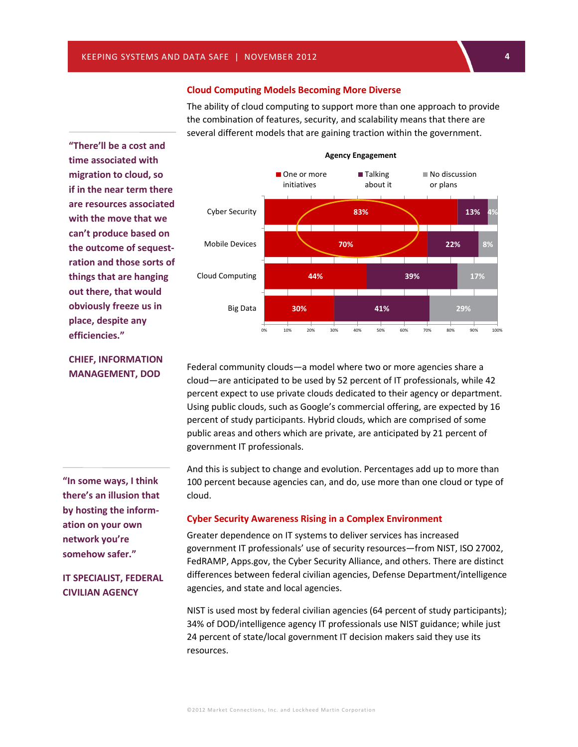## Cloud Computing Models Becoming More Diverse

The ability of cloud computing to support more than one approach to provide the combination of features, security, and scalability means that there are several different models that are gaining traction within the government.

> **"There'll be a cost and time associated with migration to cloud, so if in the near term there are resources associated with the move that we can't produce based on the outcome of sequestration and those sorts of things that are hanging out there, that would obviously freeze us in place, despite any efficiencies."**
>
> **CHIEF, INFORMATION MANAGEMENT, DOD**

**Agency Engagement**

| | One or more initiatives | Talking about it | No discussion or plans |
|---|---|---|---|
| Cyber Security | 83% | 13% | 4% |
| Mobile Devices | 70% | 22% | 8% |
| Cloud Computing | 44% | 39% | 17% |
| Big Data | 30% | 41% | 29% |

Federal community clouds—a model where two or more agencies share a cloud—are anticipated to be used by 52 percent of IT professionals, while 42 percent expect to use private clouds dedicated to their agency or department. Using public clouds, such as Google's commercial offering, are expected by 16 percent of study participants. Hybrid clouds, which are comprised of some public areas and others which are private, are anticipated by 21 percent of government IT professionals.

And this is subject to change and evolution. Percentages add up to more than 100 percent because agencies can, and do, use more than one cloud or type of cloud.

> **"In some ways, I think there's an illusion that by hosting the information on your own network you're somehow safer."**
>
> **IT SPECIALIST, FEDERAL CIVILIAN AGENCY**

## Cyber Security Awareness Rising in a Complex Environment

Greater dependence on IT systems to deliver services has increased government IT professionals' use of security resources—from NIST, ISO 27002, FedRAMP, Apps.gov, the Cyber Security Alliance, and others. There are distinct differences between federal civilian agencies, Defense Department/intelligence agencies, and state and local agencies.

NIST is used most by federal civilian agencies (64 percent of study participants); 34% of DOD/intelligence agency IT professionals use NIST guidance; while just 24 percent of state/local government IT decision makers said they use its resources.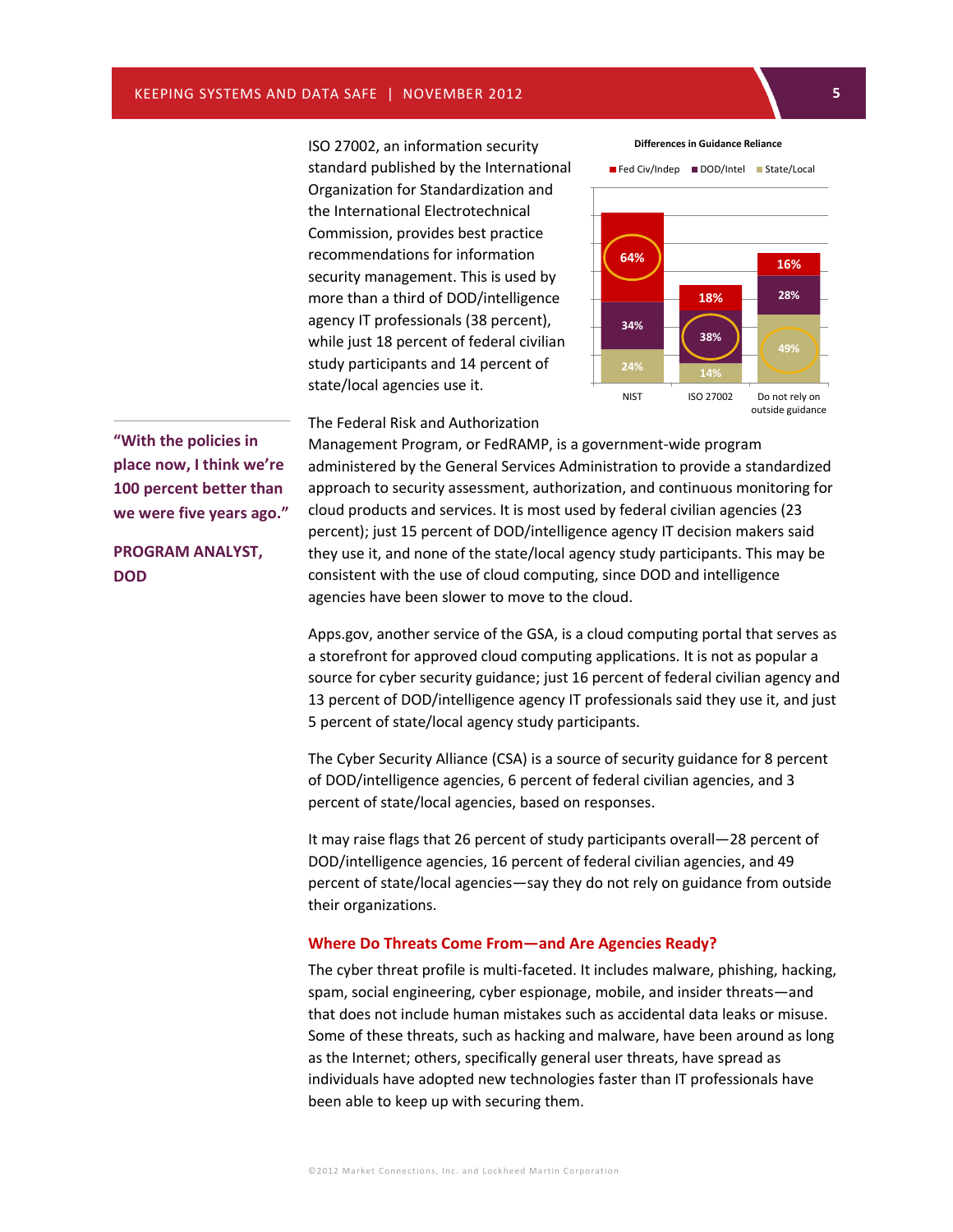ISO 27002, an information security standard published by the International Organization for Standardization and the International Electrotechnical Commission, provides best practice recommendations for information security management. This is used by more than a third of DOD/intelligence agency IT professionals (38 percent), while just 18 percent of federal civilian study participants and 14 percent of state/local agencies use it.

**Differences in Guidance Reliance**

| | NIST | ISO 27002 | Do not rely on outside guidance |
|---|---|---|---|
| Fed Civ/Indep | 64% | 18% | 16% |
| DOD/Intel | 34% | 38% | 28% |
| State/Local | 24% | 14% | 49% |

> **"With the policies in place now, I think we're 100 percent better than we were five years ago."**
>
> **PROGRAM ANALYST, DOD**

The Federal Risk and Authorization Management Program, or FedRAMP, is a government-wide program administered by the General Services Administration to provide a standardized approach to security assessment, authorization, and continuous monitoring for cloud products and services. It is most used by federal civilian agencies (23 percent); just 15 percent of DOD/intelligence agency IT decision makers said they use it, and none of the state/local agency study participants. This may be consistent with the use of cloud computing, since DOD and intelligence agencies have been slower to move to the cloud.

Apps.gov, another service of the GSA, is a cloud computing portal that serves as a storefront for approved cloud computing applications. It is not as popular a source for cyber security guidance; just 16 percent of federal civilian agency and 13 percent of DOD/intelligence agency IT professionals said they use it, and just 5 percent of state/local agency study participants.

The Cyber Security Alliance (CSA) is a source of security guidance for 8 percent of DOD/intelligence agencies, 6 percent of federal civilian agencies, and 3 percent of state/local agencies, based on responses.

It may raise flags that 26 percent of study participants overall—28 percent of DOD/intelligence agencies, 16 percent of federal civilian agencies, and 49 percent of state/local agencies—say they do not rely on guidance from outside their organizations.

## Where Do Threats Come From—and Are Agencies Ready?

The cyber threat profile is multi-faceted. It includes malware, phishing, hacking, spam, social engineering, cyber espionage, mobile, and insider threats—and that does not include human mistakes such as accidental data leaks or misuse. Some of these threats, such as hacking and malware, have been around as long as the Internet; others, specifically general user threats, have spread as individuals have adopted new technologies faster than IT professionals have been able to keep up with securing them.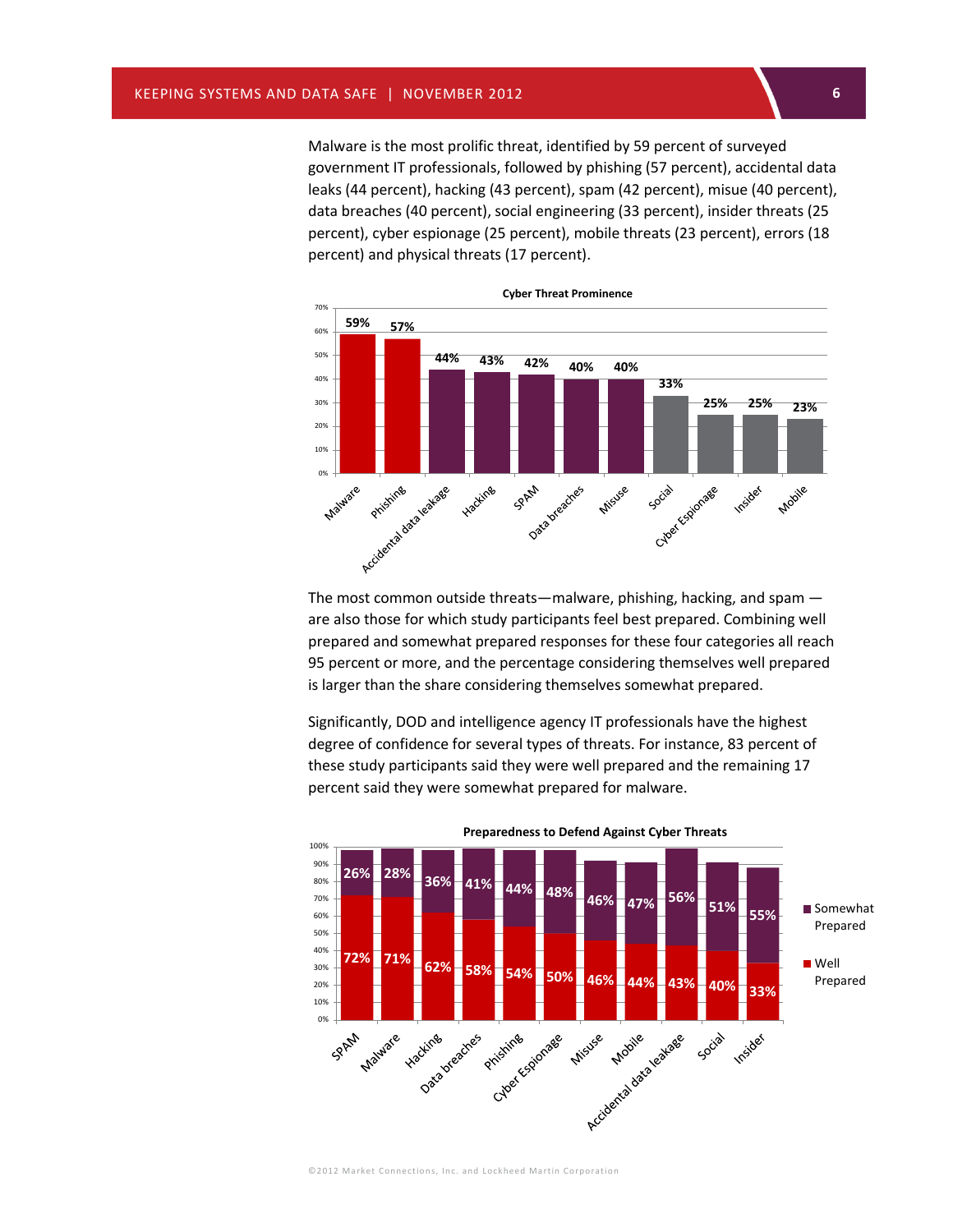Malware is the most prolific threat, identified by 59 percent of surveyed government IT professionals, followed by phishing (57 percent), accidental data leaks (44 percent), hacking (43 percent), spam (42 percent), misue (40 percent), data breaches (40 percent), social engineering (33 percent), insider threats (25 percent), cyber espionage (25 percent), mobile threats (23 percent), errors (18 percent) and physical threats (17 percent).

**Cyber Threat Prominence**

| Threat | Percent |
|---|---|
| Malware | 59% |
| Phishing | 57% |
| Accidental data leakage | 44% |
| Hacking | 43% |
| SPAM | 42% |
| Data breaches | 40% |
| Misuse | 40% |
| Social | 33% |
| Cyber Espionage | 25% |
| Insider | 25% |
| Mobile | 23% |

The most common outside threats—malware, phishing, hacking, and spam —are also those for which study participants feel best prepared. Combining well prepared and somewhat prepared responses for these four categories all reach 95 percent or more, and the percentage considering themselves well prepared is larger than the share considering themselves somewhat prepared.

Significantly, DOD and intelligence agency IT professionals have the highest degree of confidence for several types of threats. For instance, 83 percent of these study participants said they were well prepared and the remaining 17 percent said they were somewhat prepared for malware.

**Preparedness to Defend Against Cyber Threats**

| Threat | Well Prepared | Somewhat Prepared |
|---|---|---|
| SPAM | 72% | 26% |
| Malware | 71% | 28% |
| Hacking | 62% | 36% |
| Data breaches | 58% | 41% |
| Phishing | 54% | 44% |
| Cyber Espionage | 50% | 48% |
| Misuse | 46% | 46% |
| Mobile | 44% | 47% |
| Accidental data leakage | 43% | 56% |
| Social | 40% | 51% |
| Insider | 33% | 55% |

©2012 Market Connections, Inc. and Lockheed Martin Corporation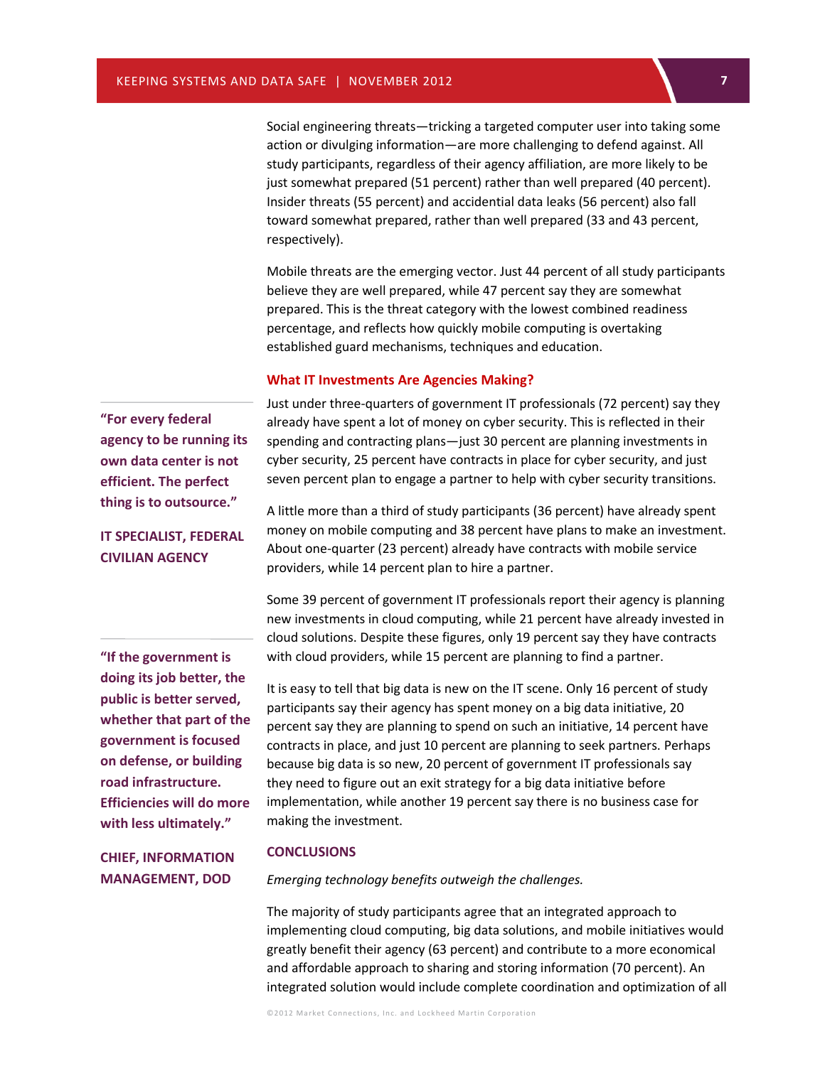Social engineering threats—tricking a targeted computer user into taking some action or divulging information—are more challenging to defend against. All study participants, regardless of their agency affiliation, are more likely to be just somewhat prepared (51 percent) rather than well prepared (40 percent). Insider threats (55 percent) and accidental data leaks (56 percent) also fall toward somewhat prepared, rather than well prepared (33 and 43 percent, respectively).

Mobile threats are the emerging vector. Just 44 percent of all study participants believe they are well prepared, while 47 percent say they are somewhat prepared. This is the threat category with the lowest combined readiness percentage, and reflects how quickly mobile computing is overtaking established guard mechanisms, techniques and education.

### What IT Investments Are Agencies Making?

Just under three-quarters of government IT professionals (72 percent) say they already have spent a lot of money on cyber security. This is reflected in their spending and contracting plans—just 30 percent are planning investments in cyber security, 25 percent have contracts in place for cyber security, and just seven percent plan to engage a partner to help with cyber security transitions.

> **"For every federal agency to be running its own data center is not efficient. The perfect thing is to outsource."**
>
> **IT SPECIALIST, FEDERAL CIVILIAN AGENCY**

A little more than a third of study participants (36 percent) have already spent money on mobile computing and 38 percent have plans to make an investment. About one-quarter (23 percent) already have contracts with mobile service providers, while 14 percent plan to hire a partner.

Some 39 percent of government IT professionals report their agency is planning new investments in cloud computing, while 21 percent have already invested in cloud solutions. Despite these figures, only 19 percent say they have contracts with cloud providers, while 15 percent are planning to find a partner.

> **"If the government is doing its job better, the public is better served, whether that part of the government is focused on defense, or building road infrastructure. Efficiencies will do more with less ultimately."**
>
> **CHIEF, INFORMATION MANAGEMENT, DOD**

It is easy to tell that big data is new on the IT scene. Only 16 percent of study participants say their agency has spent money on a big data initiative, 20 percent say they are planning to spend on such an initiative, 14 percent have contracts in place, and just 10 percent are planning to seek partners. Perhaps because big data is so new, 20 percent of government IT professionals say they need to figure out an exit strategy for a big data initiative before implementation, while another 19 percent say there is no business case for making the investment.

## CONCLUSIONS

*Emerging technology benefits outweigh the challenges.*

The majority of study participants agree that an integrated approach to implementing cloud computing, big data solutions, and mobile initiatives would greatly benefit their agency (63 percent) and contribute to a more economical and affordable approach to sharing and storing information (70 percent). An integrated solution would include complete coordination and optimization of all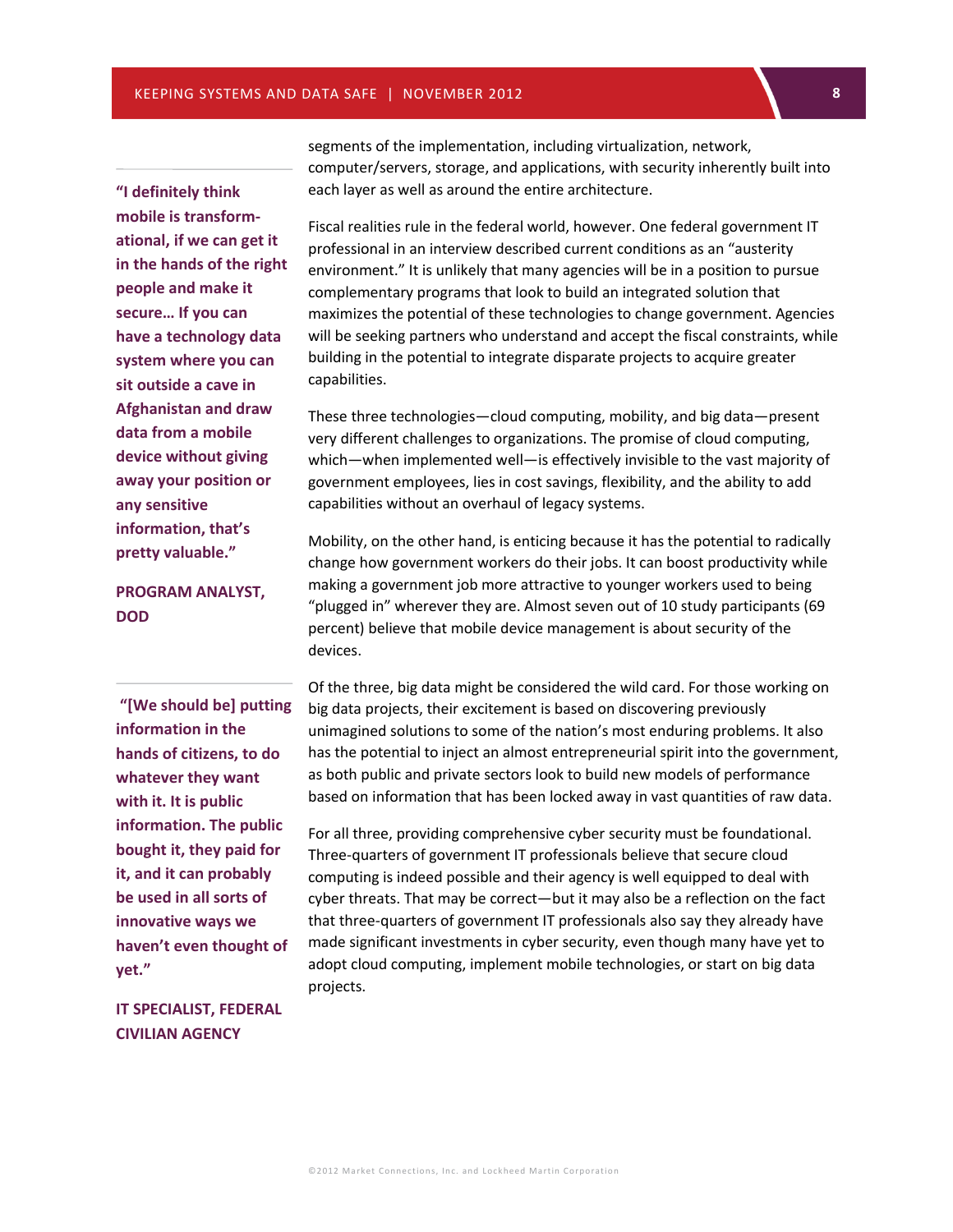segments of the implementation, including virtualization, network, computer/servers, storage, and applications, with security inherently built into each layer as well as around the entire architecture.

> **"I definitely think mobile is transformational, if we can get it in the hands of the right people and make it secure… If you can have a technology data system where you can sit outside a cave in Afghanistan and draw data from a mobile device without giving away your position or any sensitive information, that's pretty valuable."**
>
> **PROGRAM ANALYST, DOD**

Fiscal realities rule in the federal world, however. One federal government IT professional in an interview described current conditions as an "austerity environment." It is unlikely that many agencies will be in a position to pursue complementary programs that look to build an integrated solution that maximizes the potential of these technologies to change government. Agencies will be seeking partners who understand and accept the fiscal constraints, while building in the potential to integrate disparate projects to acquire greater capabilities.

These three technologies—cloud computing, mobility, and big data—present very different challenges to organizations. The promise of cloud computing, which—when implemented well—is effectively invisible to the vast majority of government employees, lies in cost savings, flexibility, and the ability to add capabilities without an overhaul of legacy systems.

Mobility, on the other hand, is enticing because it has the potential to radically change how government workers do their jobs. It can boost productivity while making a government job more attractive to younger workers used to being "plugged in" wherever they are. Almost seven out of 10 study participants (69 percent) believe that mobile device management is about security of the devices.

> **"[We should be] putting information in the hands of citizens, to do whatever they want with it. It is public information. The public bought it, they paid for it, and it can probably be used in all sorts of innovative ways we haven't even thought of yet."**
>
> **IT SPECIALIST, FEDERAL CIVILIAN AGENCY**

Of the three, big data might be considered the wild card. For those working on big data projects, their excitement is based on discovering previously unimagined solutions to some of the nation's most enduring problems. It also has the potential to inject an almost entrepreneurial spirit into the government, as both public and private sectors look to build new models of performance based on information that has been locked away in vast quantities of raw data.

For all three, providing comprehensive cyber security must be foundational. Three-quarters of government IT professionals believe that secure cloud computing is indeed possible and their agency is well equipped to deal with cyber threats. That may be correct—but it may also be a reflection on the fact that three-quarters of government IT professionals also say they already have made significant investments in cyber security, even though many have yet to adopt cloud computing, implement mobile technologies, or start on big data projects.

©2012 Market Connections, Inc. and Lockheed Martin Corporation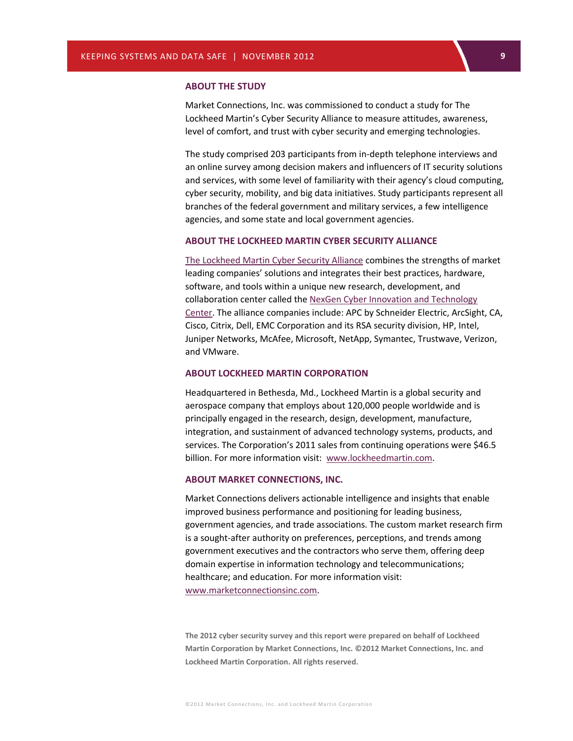## ABOUT THE STUDY

Market Connections, Inc. was commissioned to conduct a study for The Lockheed Martin's Cyber Security Alliance to measure attitudes, awareness, level of comfort, and trust with cyber security and emerging technologies.

The study comprised 203 participants from in-depth telephone interviews and an online survey among decision makers and influencers of IT security solutions and services, with some level of familiarity with their agency's cloud computing, cyber security, mobility, and big data initiatives. Study participants represent all branches of the federal government and military services, a few intelligence agencies, and some state and local government agencies.

## ABOUT THE LOCKHEED MARTIN CYBER SECURITY ALLIANCE

The Lockheed Martin Cyber Security Alliance combines the strengths of market leading companies' solutions and integrates their best practices, hardware, software, and tools within a unique new research, development, and collaboration center called the NexGen Cyber Innovation and Technology Center. The alliance companies include: APC by Schneider Electric, ArcSight, CA, Cisco, Citrix, Dell, EMC Corporation and its RSA security division, HP, Intel, Juniper Networks, McAfee, Microsoft, NetApp, Symantec, Trustwave, Verizon, and VMware.

## ABOUT LOCKHEED MARTIN CORPORATION

Headquartered in Bethesda, Md., Lockheed Martin is a global security and aerospace company that employs about 120,000 people worldwide and is principally engaged in the research, design, development, manufacture, integration, and sustainment of advanced technology systems, products, and services. The Corporation's 2011 sales from continuing operations were $46.5 billion. For more information visit: www.lockheedmartin.com.

## ABOUT MARKET CONNECTIONS, INC.

Market Connections delivers actionable intelligence and insights that enable improved business performance and positioning for leading business, government agencies, and trade associations. The custom market research firm is a sought-after authority on preferences, perceptions, and trends among government executives and the contractors who serve them, offering deep domain expertise in information technology and telecommunications; healthcare; and education. For more information visit: www.marketconnectionsinc.com.

**The 2012 cyber security survey and this report were prepared on behalf of Lockheed Martin Corporation by Market Connections, Inc. ©2012 Market Connections, Inc. and Lockheed Martin Corporation. All rights reserved.**